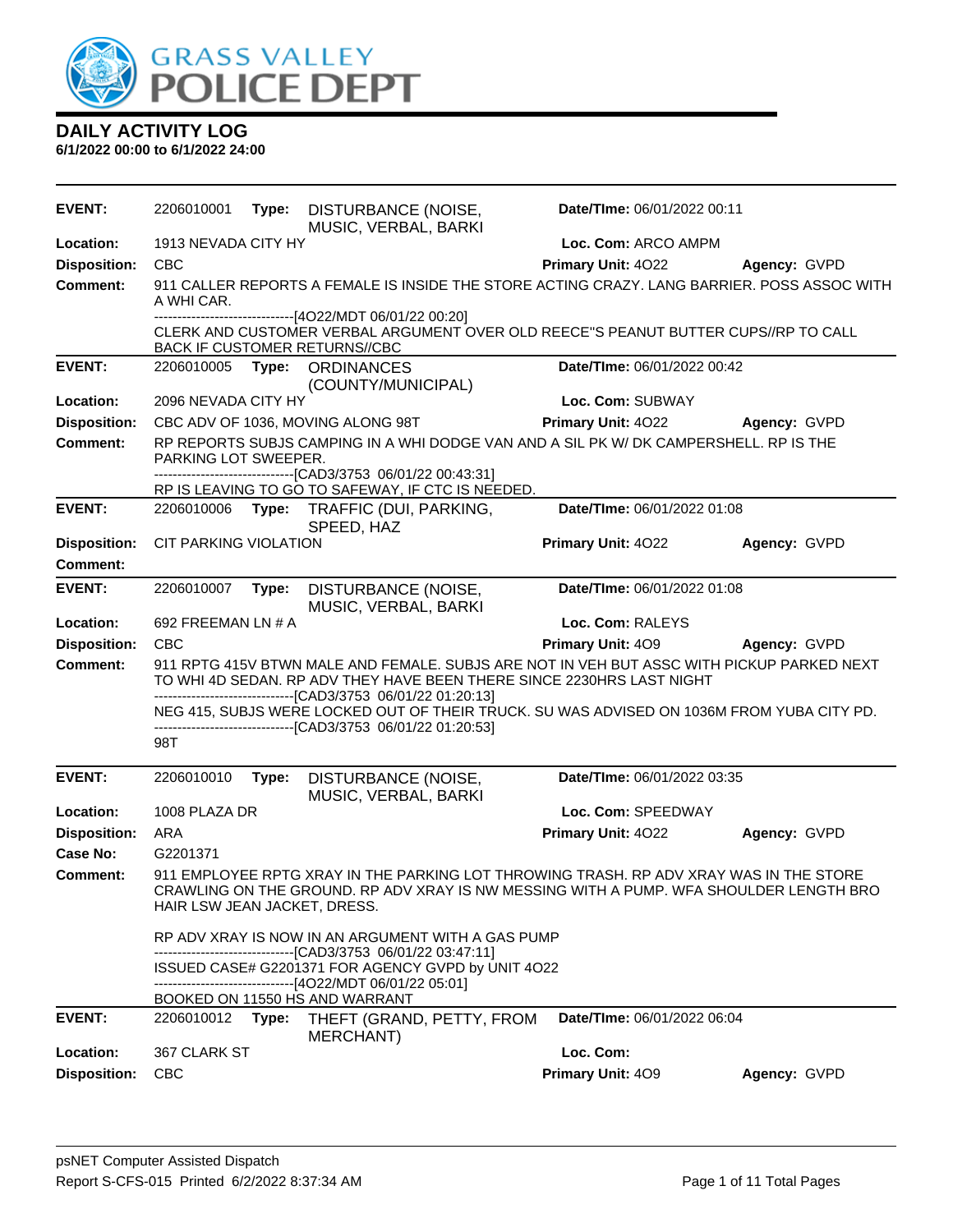# DAILY ACTIVITY LOG

**6/1/2022 00:00 to 6/1/2022 24:00**

---

**EVENT:** 2206010001 **Type:** DISTURBANCE (NOISE, MUSIC, VERBAL, BARKI **Date/TIme:** 06/01/2022 00:11

**Location:** 1913 NEVADA CITY HY **Loc. Com:** ARCO AMPM

**Disposition:** CBC **Primary Unit:** 4O22 **Agency:** GVPD

**Comment:** 911 CALLER REPORTS A FEMALE IS INSIDE THE STORE ACTING CRAZY. LANG BARRIER. POSS ASSOC WITH A WHI CAR.

------------------------------[4O22/MDT 06/01/22 00:20]

CLERK AND CUSTOMER VERBAL ARGUMENT OVER OLD REECE"S PEANUT BUTTER CUPS//RP TO CALL BACK IF CUSTOMER RETURNS//CBC

---

**EVENT:** 2206010005 **Type:** ORDINANCES (COUNTY/MUNICIPAL) **Date/TIme:** 06/01/2022 00:42

**Location:** 2096 NEVADA CITY HY **Loc. Com:** SUBWAY

**Disposition:** CBC ADV OF 1036, MOVING ALONG 98T **Primary Unit:** 4O22 **Agency:** GVPD

**Comment:** RP REPORTS SUBJS CAMPING IN A WHI DODGE VAN AND A SIL PK W/ DK CAMPERSHELL. RP IS THE PARKING LOT SWEEPER.

------------------------------[CAD3/3753 06/01/22 00:43:31]

RP IS LEAVING TO GO TO SAFEWAY, IF CTC IS NEEDED.

---

**EVENT:** 2206010006 **Type:** TRAFFIC (DUI, PARKING, SPEED, HAZ **Date/TIme:** 06/01/2022 01:08

**Disposition:** CIT PARKING VIOLATION **Primary Unit:** 4O22 **Agency:** GVPD

**Comment:**

---

**EVENT:** 2206010007 **Type:** DISTURBANCE (NOISE, MUSIC, VERBAL, BARKI **Date/TIme:** 06/01/2022 01:08

**Location:** 692 FREEMAN LN # A **Loc. Com:** RALEYS

**Disposition:** CBC **Primary Unit:** 4O9 **Agency:** GVPD

**Comment:** 911 RPTG 415V BTWN MALE AND FEMALE. SUBJS ARE NOT IN VEH BUT ASSC WITH PICKUP PARKED NEXT TO WHI 4D SEDAN. RP ADV THEY HAVE BEEN THERE SINCE 2230HRS LAST NIGHT

------------------------------[CAD3/3753 06/01/22 01:20:13]

NEG 415, SUBJS WERE LOCKED OUT OF THEIR TRUCK. SU WAS ADVISED ON 1036M FROM YUBA CITY PD.

------------------------------[CAD3/3753 06/01/22 01:20:53]

98T

---

**EVENT:** 2206010010 **Type:** DISTURBANCE (NOISE, MUSIC, VERBAL, BARKI **Date/TIme:** 06/01/2022 03:35

**Location:** 1008 PLAZA DR **Loc. Com:** SPEEDWAY

**Disposition:** ARA **Primary Unit:** 4O22 **Agency:** GVPD

**Case No:** G2201371

**Comment:** 911 EMPLOYEE RPTG XRAY IN THE PARKING LOT THROWING TRASH. RP ADV XRAY WAS IN THE STORE CRAWLING ON THE GROUND. RP ADV XRAY IS NW MESSING WITH A PUMP. WFA SHOULDER LENGTH BRO HAIR LSW JEAN JACKET, DRESS.

RP ADV XRAY IS NOW IN AN ARGUMENT WITH A GAS PUMP

------------------------------[CAD3/3753 06/01/22 03:47:11]

ISSUED CASE# G2201371 FOR AGENCY GVPD by UNIT 4O22

------------------------------[4O22/MDT 06/01/22 05:01]

BOOKED ON 11550 HS AND WARRANT

---

**EVENT:** 2206010012 **Type:** THEFT (GRAND, PETTY, FROM MERCHANT) **Date/TIme:** 06/01/2022 06:04

**Location:** 367 CLARK ST **Loc. Com:**

**Disposition:** CBC **Primary Unit:** 4O9 **Agency:** GVPD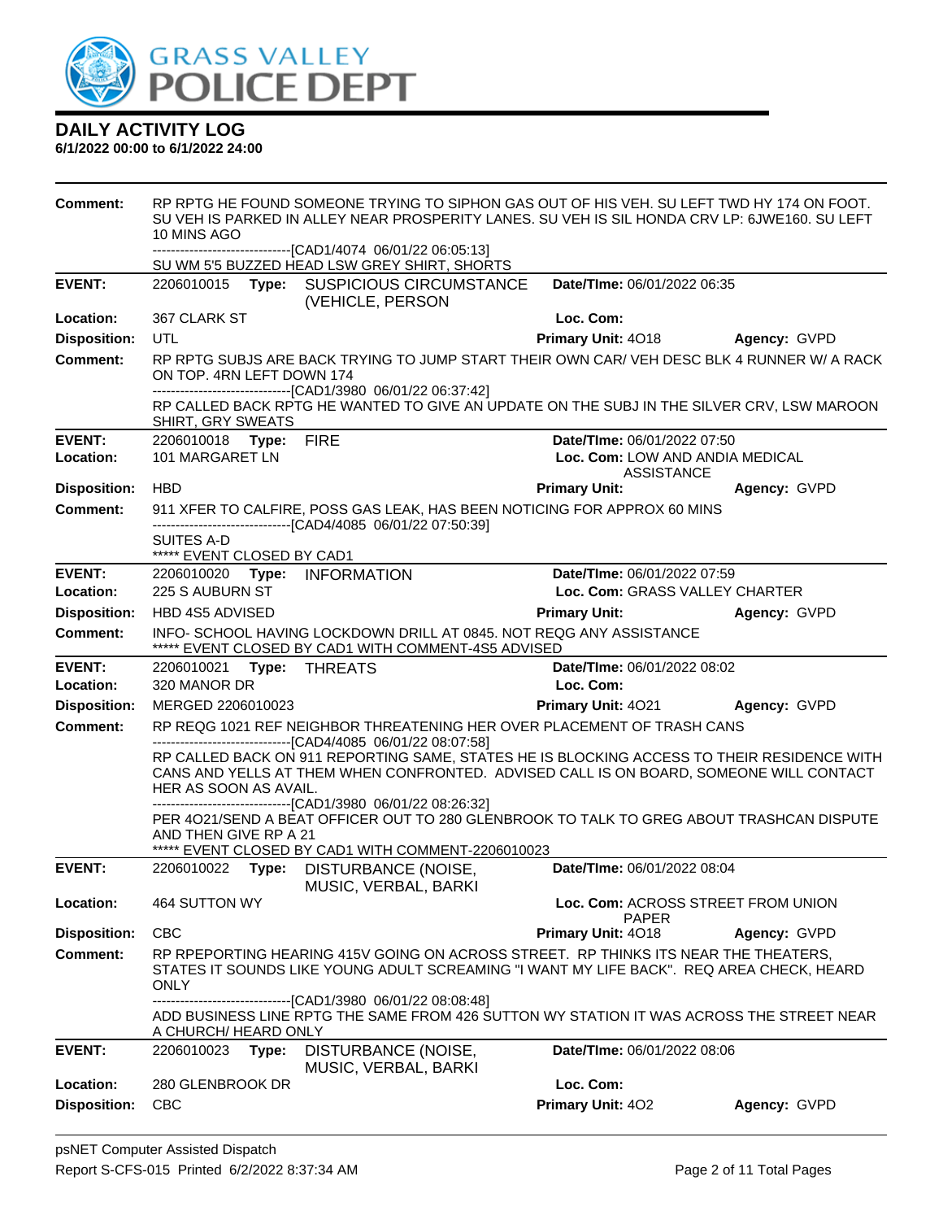# DAILY ACTIVITY LOG

**6/1/2022 00:00 to 6/1/2022 24:00**

**Comment:** RP RPTG HE FOUND SOMEONE TRYING TO SIPHON GAS OUT OF HIS VEH. SU LEFT TWD HY 174 ON FOOT. SU VEH IS PARKED IN ALLEY NEAR PROSPERITY LANES. SU VEH IS SIL HONDA CRV LP: 6JWE160. SU LEFT 10 MINS AGO
------------------------------[CAD1/4074 06/01/22 06:05:13]
SU WM 5'5 BUZZED HEAD LSW GREY SHIRT, SHORTS

---

**EVENT:** 2206010015 **Type:** SUSPICIOUS CIRCUMSTANCE (VEHICLE, PERSON **Date/TIme:** 06/01/2022 06:35
**Location:** 367 CLARK ST **Loc. Com:**
**Disposition:** UTL **Primary Unit:** 4O18 **Agency:** GVPD
**Comment:** RP RPTG SUBJS ARE BACK TRYING TO JUMP START THEIR OWN CAR/ VEH DESC BLK 4 RUNNER W/ A RACK ON TOP. 4RN LEFT DOWN 174
------------------------------[CAD1/3980 06/01/22 06:37:42]
RP CALLED BACK RPTG HE WANTED TO GIVE AN UPDATE ON THE SUBJ IN THE SILVER CRV, LSW MAROON SHIRT, GRY SWEATS

---

**EVENT:** 2206010018 **Type:** FIRE **Date/TIme:** 06/01/2022 07:50
**Location:** 101 MARGARET LN **Loc. Com:** LOW AND ANDIA MEDICAL ASSISTANCE
**Disposition:** HBD **Primary Unit:** **Agency:** GVPD
**Comment:** 911 XFER TO CALFIRE, POSS GAS LEAK, HAS BEEN NOTICING FOR APPROX 60 MINS
------------------------------[CAD4/4085 06/01/22 07:50:39]
SUITES A-D
***** EVENT CLOSED BY CAD1

---

**EVENT:** 2206010020 **Type:** INFORMATION **Date/TIme:** 06/01/2022 07:59
**Location:** 225 S AUBURN ST **Loc. Com:** GRASS VALLEY CHARTER
**Disposition:** HBD 4S5 ADVISED **Primary Unit:** **Agency:** GVPD
**Comment:** INFO- SCHOOL HAVING LOCKDOWN DRILL AT 0845. NOT REQG ANY ASSISTANCE
***** EVENT CLOSED BY CAD1 WITH COMMENT-4S5 ADVISED

---

**EVENT:** 2206010021 **Type:** THREATS **Date/TIme:** 06/01/2022 08:02
**Location:** 320 MANOR DR **Loc. Com:**
**Disposition:** MERGED 2206010023 **Primary Unit:** 4O21 **Agency:** GVPD
**Comment:** RP REQG 1021 REF NEIGHBOR THREATENING HER OVER PLACEMENT OF TRASH CANS
------------------------------[CAD4/4085 06/01/22 08:07:58]
RP CALLED BACK ON 911 REPORTING SAME, STATES HE IS BLOCKING ACCESS TO THEIR RESIDENCE WITH CANS AND YELLS AT THEM WHEN CONFRONTED. ADVISED CALL IS ON BOARD, SOMEONE WILL CONTACT HER AS SOON AS AVAIL.
------------------------------[CAD1/3980 06/01/22 08:26:32]
PER 4O21/SEND A BEAT OFFICER OUT TO 280 GLENBROOK TO TALK TO GREG ABOUT TRASHCAN DISPUTE AND THEN GIVE RP A 21
***** EVENT CLOSED BY CAD1 WITH COMMENT-2206010023

---

**EVENT:** 2206010022 **Type:** DISTURBANCE (NOISE, MUSIC, VERBAL, BARKI **Date/TIme:** 06/01/2022 08:04
**Location:** 464 SUTTON WY **Loc. Com:** ACROSS STREET FROM UNION PAPER
**Disposition:** CBC **Primary Unit:** 4O18 **Agency:** GVPD
**Comment:** RP RPEPORTING HEARING 415V GOING ON ACROSS STREET. RP THINKS ITS NEAR THE THEATERS, STATES IT SOUNDS LIKE YOUNG ADULT SCREAMING "I WANT MY LIFE BACK". REQ AREA CHECK, HEARD ONLY
------------------------------[CAD1/3980 06/01/22 08:08:48]
ADD BUSINESS LINE RPTG THE SAME FROM 426 SUTTON WY STATION IT WAS ACROSS THE STREET NEAR A CHURCH/ HEARD ONLY

---

**EVENT:** 2206010023 **Type:** DISTURBANCE (NOISE, MUSIC, VERBAL, BARKI **Date/TIme:** 06/01/2022 08:06
**Location:** 280 GLENBROOK DR **Loc. Com:**
**Disposition:** CBC **Primary Unit:** 4O2 **Agency:** GVPD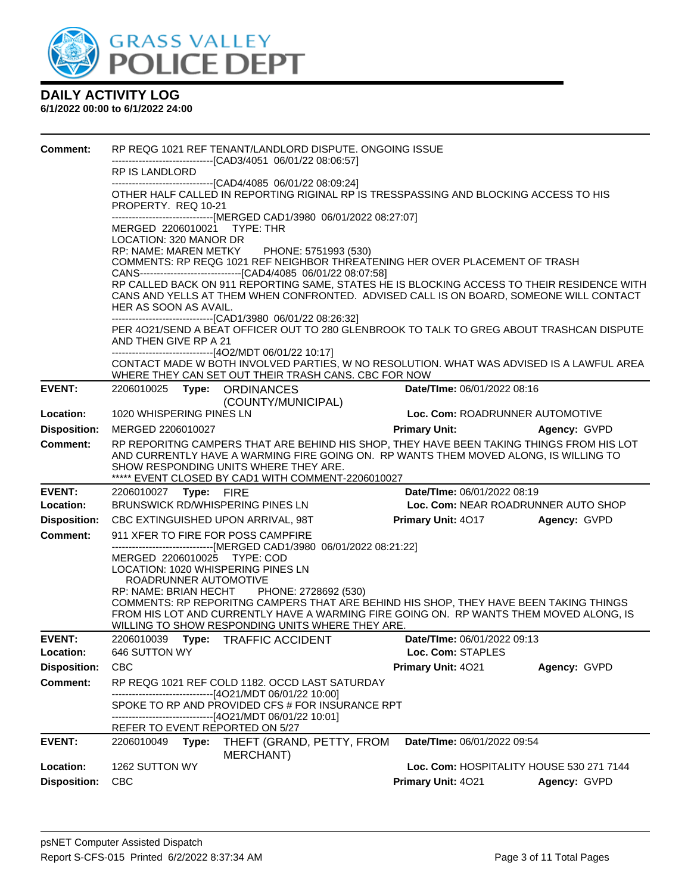# DAILY ACTIVITY LOG

**6/1/2022 00:00 to 6/1/2022 24:00**

**Comment:** RP REQG 1021 REF TENANT/LANDLORD DISPUTE. ONGOING ISSUE
------------------------------[CAD3/4051 06/01/22 08:06:57]
RP IS LANDLORD
------------------------------[CAD4/4085 06/01/22 08:09:24]
OTHER HALF CALLED IN REPORTING RIGINAL RP IS TRESSPASSING AND BLOCKING ACCESS TO HIS PROPERTY. REQ 10-21
------------------------------[MERGED CAD1/3980 06/01/22 08:27:07]
MERGED 2206010021 TYPE: THR
LOCATION: 320 MANOR DR
RP: NAME: MAREN METKY PHONE: 5751993 (530)
COMMENTS: RP REQG 1021 REF NEIGHBOR THREATENING HER OVER PLACEMENT OF TRASH CANS------------------------------[CAD4/4085 06/01/22 08:07:58]
RP CALLED BACK ON 911 REPORTING SAME, STATES HE IS BLOCKING ACCESS TO THEIR RESIDENCE WITH CANS AND YELLS AT THEM WHEN CONFRONTED. ADVISED CALL IS ON BOARD, SOMEONE WILL CONTACT HER AS SOON AS AVAIL.
------------------------------[CAD1/3980 06/01/22 08:26:32]
PER 4O21/SEND A BEAT OFFICER OUT TO 280 GLENBROOK TO TALK TO GREG ABOUT TRASHCAN DISPUTE AND THEN GIVE RP A 21
------------------------------[4O2/MDT 06/01/22 10:17]
CONTACT MADE W BOTH INVOLVED PARTIES, W NO RESOLUTION. WHAT WAS ADVISED IS A LAWFUL AREA WHERE THEY CAN SET OUT THEIR TRASH CANS. CBC FOR NOW

---

**EVENT:** 2206010025 **Type:** ORDINANCES (COUNTY/MUNICIPAL) **Date/TIme:** 06/01/2022 08:16
**Location:** 1020 WHISPERING PINES LN **Loc. Com:** ROADRUNNER AUTOMOTIVE
**Disposition:** MERGED 2206010027 **Primary Unit:** **Agency:** GVPD
**Comment:** RP REPORITNG CAMPERS THAT ARE BEHIND HIS SHOP, THEY HAVE BEEN TAKING THINGS FROM HIS LOT AND CURRENTLY HAVE A WARMING FIRE GOING ON. RP WANTS THEM MOVED ALONG, IS WILLING TO SHOW RESPONDING UNITS WHERE THEY ARE.
***** EVENT CLOSED BY CAD1 WITH COMMENT-2206010027

---

**EVENT:** 2206010027 **Type:** FIRE **Date/TIme:** 06/01/2022 08:19
**Location:** BRUNSWICK RD/WHISPERING PINES LN **Loc. Com:** NEAR ROADRUNNER AUTO SHOP
**Disposition:** CBC EXTINGUISHED UPON ARRIVAL, 98T **Primary Unit:** 4O17 **Agency:** GVPD
**Comment:** 911 XFER TO FIRE FOR POSS CAMPFIRE
------------------------------[MERGED CAD1/3980 06/01/22 08:21:22]
MERGED 2206010025 TYPE: COD
LOCATION: 1020 WHISPERING PINES LN
ROADRUNNER AUTOMOTIVE
RP: NAME: BRIAN HECHT PHONE: 2728692 (530)
COMMENTS: RP REPORITNG CAMPERS THAT ARE BEHIND HIS SHOP, THEY HAVE BEEN TAKING THINGS FROM HIS LOT AND CURRENTLY HAVE A WARMING FIRE GOING ON. RP WANTS THEM MOVED ALONG, IS WILLING TO SHOW RESPONDING UNITS WHERE THEY ARE.

---

**EVENT:** 2206010039 **Type:** TRAFFIC ACCIDENT **Date/TIme:** 06/01/2022 09:13
**Location:** 646 SUTTON WY **Loc. Com:** STAPLES
**Disposition:** CBC **Primary Unit:** 4O21 **Agency:** GVPD
**Comment:** RP REQG 1021 REF COLD 1182. OCCD LAST SATURDAY
------------------------------[4O21/MDT 06/01/22 10:00]
SPOKE TO RP AND PROVIDED CFS # FOR INSURANCE RPT
------------------------------[4O21/MDT 06/01/22 10:01]
REFER TO EVENT REPORTED ON 5/27

---

**EVENT:** 2206010049 **Type:** THEFT (GRAND, PETTY, FROM MERCHANT) **Date/TIme:** 06/01/2022 09:54
**Location:** 1262 SUTTON WY **Loc. Com:** HOSPITALITY HOUSE 530 271 7144
**Disposition:** CBC **Primary Unit:** 4O21 **Agency:** GVPD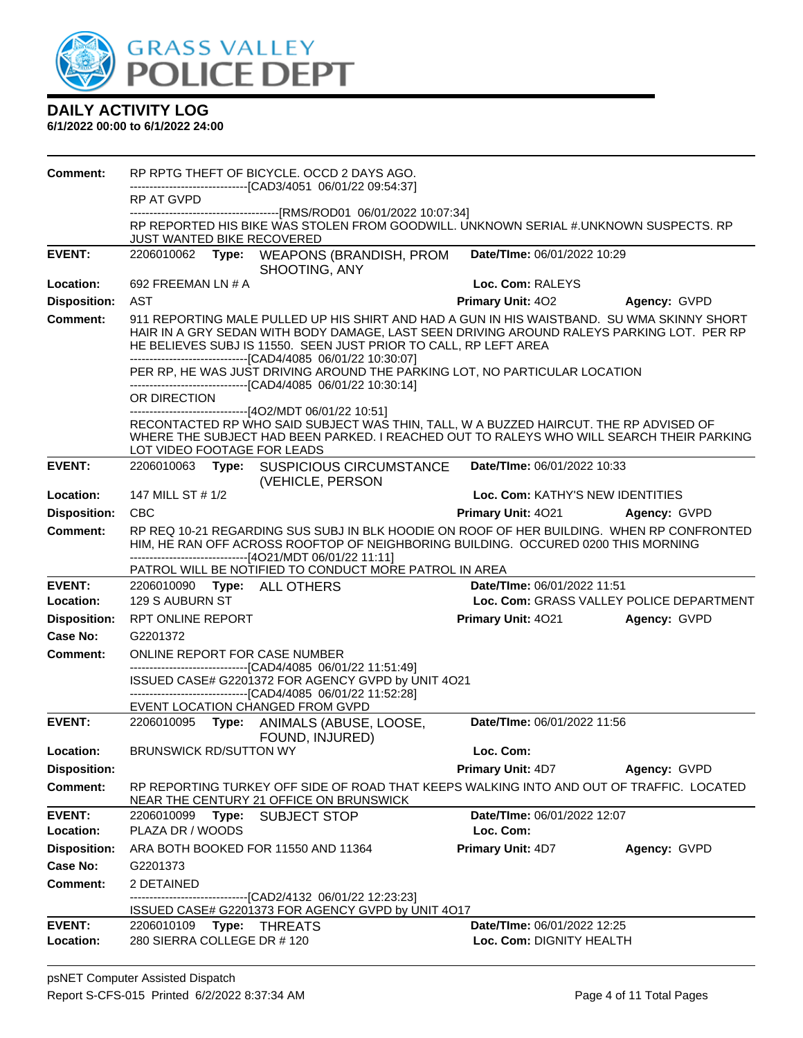# GRASS VALLEY POLICE DEPT

## DAILY ACTIVITY LOG

**6/1/2022 00:00 to 6/1/2022 24:00**

**Comment:** RP RPTG THEFT OF BICYCLE. OCCD 2 DAYS AGO.
------------------------------[CAD3/4051 06/01/22 09:54:37]
RP AT GVPD
------------------------------[RMS/ROD01 06/01/2022 10:07:34]
RP REPORTED HIS BIKE WAS STOLEN FROM GOODWILL. UNKNOWN SERIAL #.UNKNOWN SUSPECTS. RP JUST WANTED BIKE RECOVERED

---

**EVENT:** 2206010062 **Type:** WEAPONS (BRANDISH, PROM SHOOTING, ANY **Date/TIme:** 06/01/2022 10:29
**Location:** 692 FREEMAN LN # A **Loc. Com:** RALEYS
**Disposition:** AST **Primary Unit:** 4O2 **Agency:** GVPD
**Comment:** 911 REPORTING MALE PULLED UP HIS SHIRT AND HAD A GUN IN HIS WAISTBAND. SU WMA SKINNY SHORT HAIR IN A GRY SEDAN WITH BODY DAMAGE, LAST SEEN DRIVING AROUND RALEYS PARKING LOT. PER RP HE BELIEVES SUBJ IS 11550. SEEN JUST PRIOR TO CALL, RP LEFT AREA
------------------------------[CAD4/4085 06/01/22 10:30:07]
PER RP, HE WAS JUST DRIVING AROUND THE PARKING LOT, NO PARTICULAR LOCATION
------------------------------[CAD4/4085 06/01/22 10:30:14]
OR DIRECTION
------------------------------[4O2/MDT 06/01/22 10:51]
RECONTACTED RP WHO SAID SUBJECT WAS THIN, TALL, W A BUZZED HAIRCUT. THE RP ADVISED OF WHERE THE SUBJECT HAD BEEN PARKED. I REACHED OUT TO RALEYS WHO WILL SEARCH THEIR PARKING LOT VIDEO FOOTAGE FOR LEADS

---

**EVENT:** 2206010063 **Type:** SUSPICIOUS CIRCUMSTANCE (VEHICLE, PERSON **Date/TIme:** 06/01/2022 10:33
**Location:** 147 MILL ST # 1/2 **Loc. Com:** KATHY'S NEW IDENTITIES
**Disposition:** CBC **Primary Unit:** 4O21 **Agency:** GVPD
**Comment:** RP REQ 10-21 REGARDING SUS SUBJ IN BLK HOODIE ON ROOF OF HER BUILDING. WHEN RP CONFRONTED HIM, HE RAN OFF ACROSS ROOFTOP OF NEIGHBORING BUILDING. OCCURED 0200 THIS MORNING
------------------------------[4O21/MDT 06/01/22 11:11]
PATROL WILL BE NOTIFIED TO CONDUCT MORE PATROL IN AREA

---

**EVENT:** 2206010090 **Type:** ALL OTHERS **Date/TIme:** 06/01/2022 11:51
**Location:** 129 S AUBURN ST **Loc. Com:** GRASS VALLEY POLICE DEPARTMENT
**Disposition:** RPT ONLINE REPORT **Primary Unit:** 4O21 **Agency:** GVPD
**Case No:** G2201372
**Comment:** ONLINE REPORT FOR CASE NUMBER
------------------------------[CAD4/4085 06/01/22 11:51:49]
ISSUED CASE# G2201372 FOR AGENCY GVPD by UNIT 4O21
------------------------------[CAD4/4085 06/01/22 11:52:28]
EVENT LOCATION CHANGED FROM GVPD

---

**EVENT:** 2206010095 **Type:** ANIMALS (ABUSE, LOOSE, FOUND, INJURED) **Date/TIme:** 06/01/2022 11:56
**Location:** BRUNSWICK RD/SUTTON WY **Loc. Com:**
**Disposition:** **Primary Unit:** 4D7 **Agency:** GVPD
**Comment:** RP REPORTING TURKEY OFF SIDE OF ROAD THAT KEEPS WALKING INTO AND OUT OF TRAFFIC. LOCATED NEAR THE CENTURY 21 OFFICE ON BRUNSWICK

---

**EVENT:** 2206010099 **Type:** SUBJECT STOP **Date/TIme:** 06/01/2022 12:07
**Location:** PLAZA DR / WOODS **Loc. Com:**
**Disposition:** ARA BOTH BOOKED FOR 11550 AND 11364 **Primary Unit:** 4D7 **Agency:** GVPD
**Case No:** G2201373
**Comment:** 2 DETAINED
------------------------------[CAD2/4132 06/01/22 12:23:23]
ISSUED CASE# G2201373 FOR AGENCY GVPD by UNIT 4O17

---

**EVENT:** 2206010109 **Type:** THREATS **Date/TIme:** 06/01/2022 12:25
**Location:** 280 SIERRA COLLEGE DR # 120 **Loc. Com:** DIGNITY HEALTH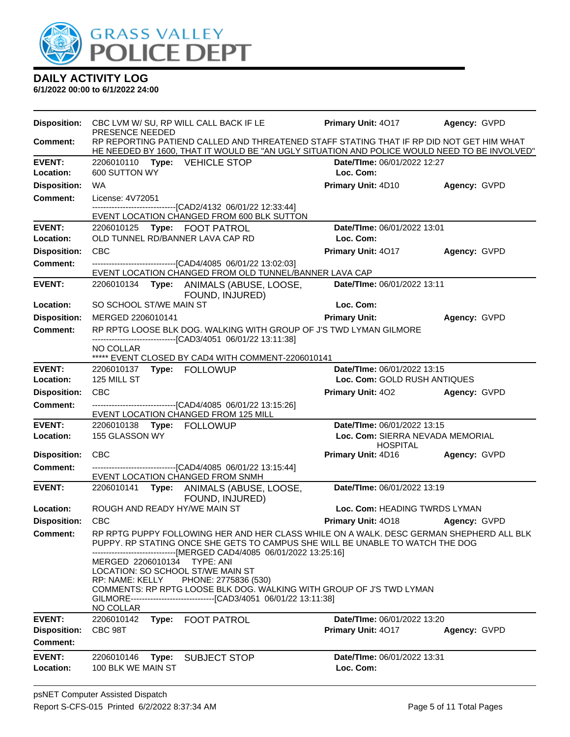**DAILY ACTIVITY LOG**
**6/1/2022 00:00 to 6/1/2022 24:00**

**Disposition:** CBC LVM W/ SU, RP WILL CALL BACK IF LE PRESENCE NEEDED **Primary Unit:** 4O17 **Agency:** GVPD
**Comment:** RP REPORTING PATIEND CALLED AND THREATENED STAFF STATING THAT IF RP DID NOT GET HIM WHAT HE NEEDED BY 1600, THAT IT WOULD BE "AN UGLY SITUATION AND POLICE WOULD NEED TO BE INVOLVED"

---

**EVENT:** 2206010110 **Type:** VEHICLE STOP **Date/TIme:** 06/01/2022 12:27
**Location:** 600 SUTTON WY **Loc. Com:**
**Disposition:** WA **Primary Unit:** 4D10 **Agency:** GVPD
**Comment:** License: 4V72051
------------------------------[CAD2/4132 06/01/22 12:33:44]
EVENT LOCATION CHANGED FROM 600 BLK SUTTON

---

**EVENT:** 2206010125 **Type:** FOOT PATROL **Date/TIme:** 06/01/2022 13:01
**Location:** OLD TUNNEL RD/BANNER LAVA CAP RD **Loc. Com:**
**Disposition:** CBC **Primary Unit:** 4O17 **Agency:** GVPD
**Comment:** ------------------------------[CAD4/4085 06/01/22 13:02:03]
EVENT LOCATION CHANGED FROM OLD TUNNEL/BANNER LAVA CAP

---

**EVENT:** 2206010134 **Type:** ANIMALS (ABUSE, LOOSE, FOUND, INJURED) **Date/TIme:** 06/01/2022 13:11
**Location:** SO SCHOOL ST/WE MAIN ST **Loc. Com:**
**Disposition:** MERGED 2206010141 **Primary Unit:** **Agency:** GVPD
**Comment:** RP RPTG LOOSE BLK DOG. WALKING WITH GROUP OF J'S TWD LYMAN GILMORE
------------------------------[CAD3/4051 06/01/22 13:11:38]
NO COLLAR
***** EVENT CLOSED BY CAD4 WITH COMMENT-2206010141

---

**EVENT:** 2206010137 **Type:** FOLLOWUP **Date/TIme:** 06/01/2022 13:15
**Location:** 125 MILL ST **Loc. Com:** GOLD RUSH ANTIQUES
**Disposition:** CBC **Primary Unit:** 4O2 **Agency:** GVPD
**Comment:** ------------------------------[CAD4/4085 06/01/22 13:15:26]
EVENT LOCATION CHANGED FROM 125 MILL

---

**EVENT:** 2206010138 **Type:** FOLLOWUP **Date/TIme:** 06/01/2022 13:15
**Location:** 155 GLASSON WY **Loc. Com:** SIERRA NEVADA MEMORIAL HOSPITAL
**Disposition:** CBC **Primary Unit:** 4D16 **Agency:** GVPD
**Comment:** ------------------------------[CAD4/4085 06/01/22 13:15:44]
EVENT LOCATION CHANGED FROM SNMH

---

**EVENT:** 2206010141 **Type:** ANIMALS (ABUSE, LOOSE, FOUND, INJURED) **Date/TIme:** 06/01/2022 13:19
**Location:** ROUGH AND READY HY/WE MAIN ST **Loc. Com:** HEADING TWRDS LYMAN
**Disposition:** CBC **Primary Unit:** 4O18 **Agency:** GVPD
**Comment:** RP RPTG PUPPY FOLLOWING HER AND HER CLASS WHILE ON A WALK. DESC GERMAN SHEPHERD ALL BLK PUPPY. RP STATING ONCE SHE GETS TO CAMPUS SHE WILL BE UNABLE TO WATCH THE DOG
------------------------------[MERGED CAD4/4085 06/01/2022 13:25:16]
MERGED 2206010134 TYPE: ANI
LOCATION: SO SCHOOL ST/WE MAIN ST
RP: NAME: KELLY PHONE: 2775836 (530)
COMMENTS: RP RPTG LOOSE BLK DOG. WALKING WITH GROUP OF J'S TWD LYMAN GILMORE------------------------------[CAD3/4051 06/01/22 13:11:38]
NO COLLAR

---

**EVENT:** 2206010142 **Type:** FOOT PATROL **Date/TIme:** 06/01/2022 13:20
**Disposition:** CBC 98T **Primary Unit:** 4O17 **Agency:** GVPD
**Comment:**

---

**EVENT:** 2206010146 **Type:** SUBJECT STOP **Date/TIme:** 06/01/2022 13:31
**Location:** 100 BLK WE MAIN ST **Loc. Com:**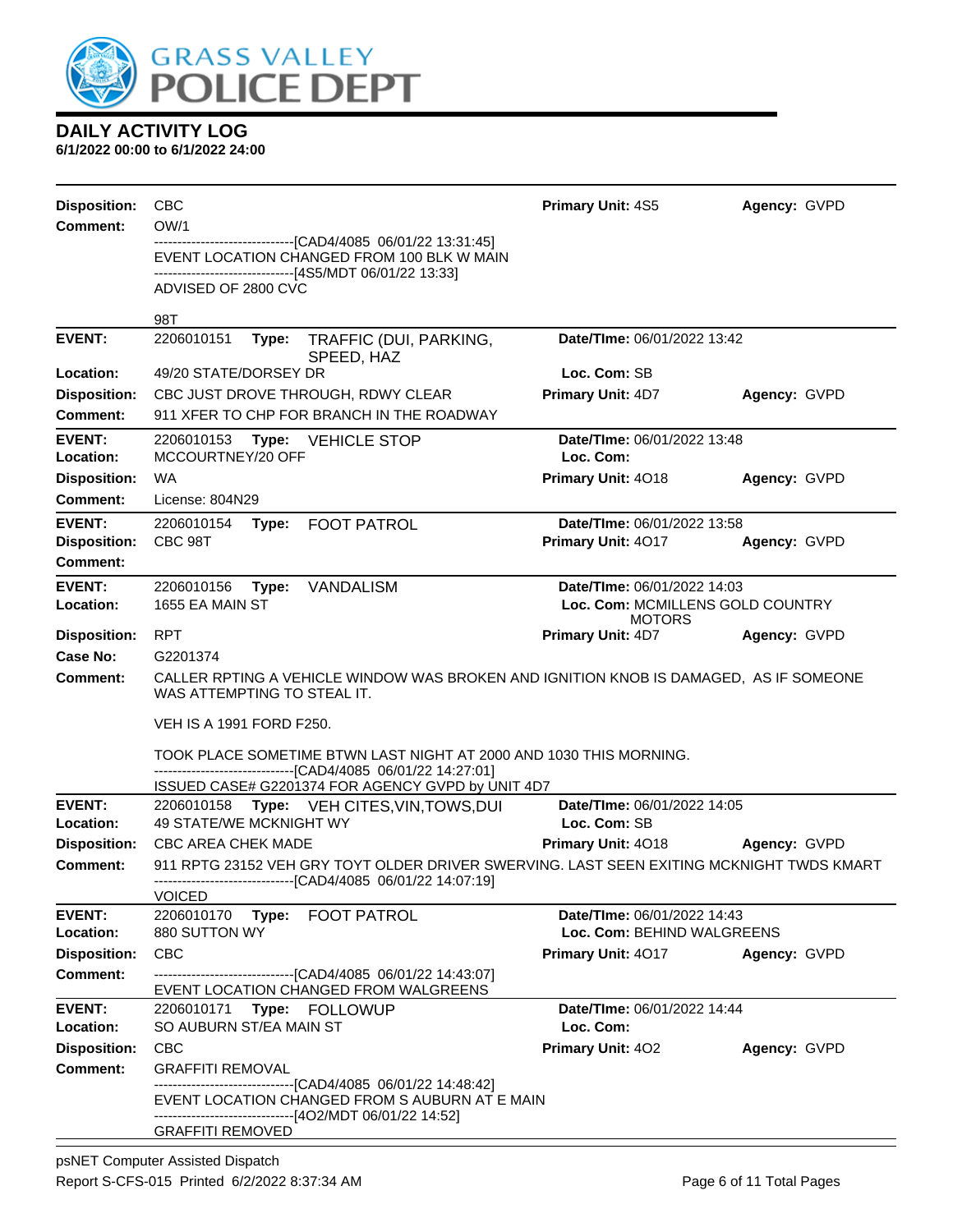## DAILY ACTIVITY LOG

**6/1/2022 00:00 to 6/1/2022 24:00**

| | | | |
|---|---|---|---|
| **Disposition:** | CBC | **Primary Unit:** 4S5 | **Agency:** GVPD |
| **Comment:** | OW/1<br>------------------------------[CAD4/4085 06/01/22 13:31:45]<br>EVENT LOCATION CHANGED FROM 100 BLK W MAIN<br>------------------------------[4S5/MDT 06/01/22 13:33]<br>ADVISED OF 2800 CVC<br><br>98T | | |
| **EVENT:** | 2206010151 **Type:** TRAFFIC (DUI, PARKING, SPEED, HAZ | **Date/TIme:** 06/01/2022 13:42 | |
| **Location:** | 49/20 STATE/DORSEY DR | **Loc. Com:** SB | |
| **Disposition:** | CBC JUST DROVE THROUGH, RDWY CLEAR | **Primary Unit:** 4D7 | **Agency:** GVPD |
| **Comment:** | 911 XFER TO CHP FOR BRANCH IN THE ROADWAY | | |
| **EVENT:** | 2206010153 **Type:** VEHICLE STOP | **Date/TIme:** 06/01/2022 13:48 | |
| **Location:** | MCCOURTNEY/20 OFF | **Loc. Com:** | |
| **Disposition:** | WA | **Primary Unit:** 4O18 | **Agency:** GVPD |
| **Comment:** | License: 804N29 | | |
| **EVENT:** | 2206010154 **Type:** FOOT PATROL | **Date/TIme:** 06/01/2022 13:58 | |
| **Disposition:** | CBC 98T | **Primary Unit:** 4O17 | **Agency:** GVPD |
| **Comment:** | | | |
| **EVENT:** | 2206010156 **Type:** VANDALISM | **Date/TIme:** 06/01/2022 14:03 | |
| **Location:** | 1655 EA MAIN ST | **Loc. Com:** MCMILLENS GOLD COUNTRY MOTORS | |
| **Disposition:** | RPT | **Primary Unit:** 4D7 | **Agency:** GVPD |
| **Case No:** | G2201374 | | |
| **Comment:** | CALLER RPTING A VEHICLE WINDOW WAS BROKEN AND IGNITION KNOB IS DAMAGED, AS IF SOMEONE WAS ATTEMPTING TO STEAL IT.<br><br>VEH IS A 1991 FORD F250.<br><br>TOOK PLACE SOMETIME BTWN LAST NIGHT AT 2000 AND 1030 THIS MORNING.<br>------------------------------[CAD4/4085 06/01/22 14:27:01]<br>ISSUED CASE# G2201374 FOR AGENCY GVPD by UNIT 4D7 | | |
| **EVENT:** | 2206010158 **Type:** VEH CITES,VIN,TOWS,DUI | **Date/TIme:** 06/01/2022 14:05 | |
| **Location:** | 49 STATE/WE MCKNIGHT WY | **Loc. Com:** SB | |
| **Disposition:** | CBC AREA CHEK MADE | **Primary Unit:** 4O18 | **Agency:** GVPD |
| **Comment:** | 911 RPTG 23152 VEH GRY TOYT OLDER DRIVER SWERVING. LAST SEEN EXITING MCKNIGHT TWDS KMART<br>------------------------------[CAD4/4085 06/01/22 14:07:19]<br>VOICED | | |
| **EVENT:** | 2206010170 **Type:** FOOT PATROL | **Date/TIme:** 06/01/2022 14:43 | |
| **Location:** | 880 SUTTON WY | **Loc. Com:** BEHIND WALGREENS | |
| **Disposition:** | CBC | **Primary Unit:** 4O17 | **Agency:** GVPD |
| **Comment:** | ------------------------------[CAD4/4085 06/01/22 14:43:07]<br>EVENT LOCATION CHANGED FROM WALGREENS | | |
| **EVENT:** | 2206010171 **Type:** FOLLOWUP | **Date/TIme:** 06/01/2022 14:44 | |
| **Location:** | SO AUBURN ST/EA MAIN ST | **Loc. Com:** | |
| **Disposition:** | CBC | **Primary Unit:** 4O2 | **Agency:** GVPD |
| **Comment:** | GRAFFITI REMOVAL<br>------------------------------[CAD4/4085 06/01/22 14:48:42]<br>EVENT LOCATION CHANGED FROM S AUBURN AT E MAIN<br>------------------------------[4O2/MDT 06/01/22 14:52]<br>GRAFFITI REMOVED | | |

psNET Computer Assisted Dispatch
Report S-CFS-015 Printed 6/2/2022 8:37:34 AM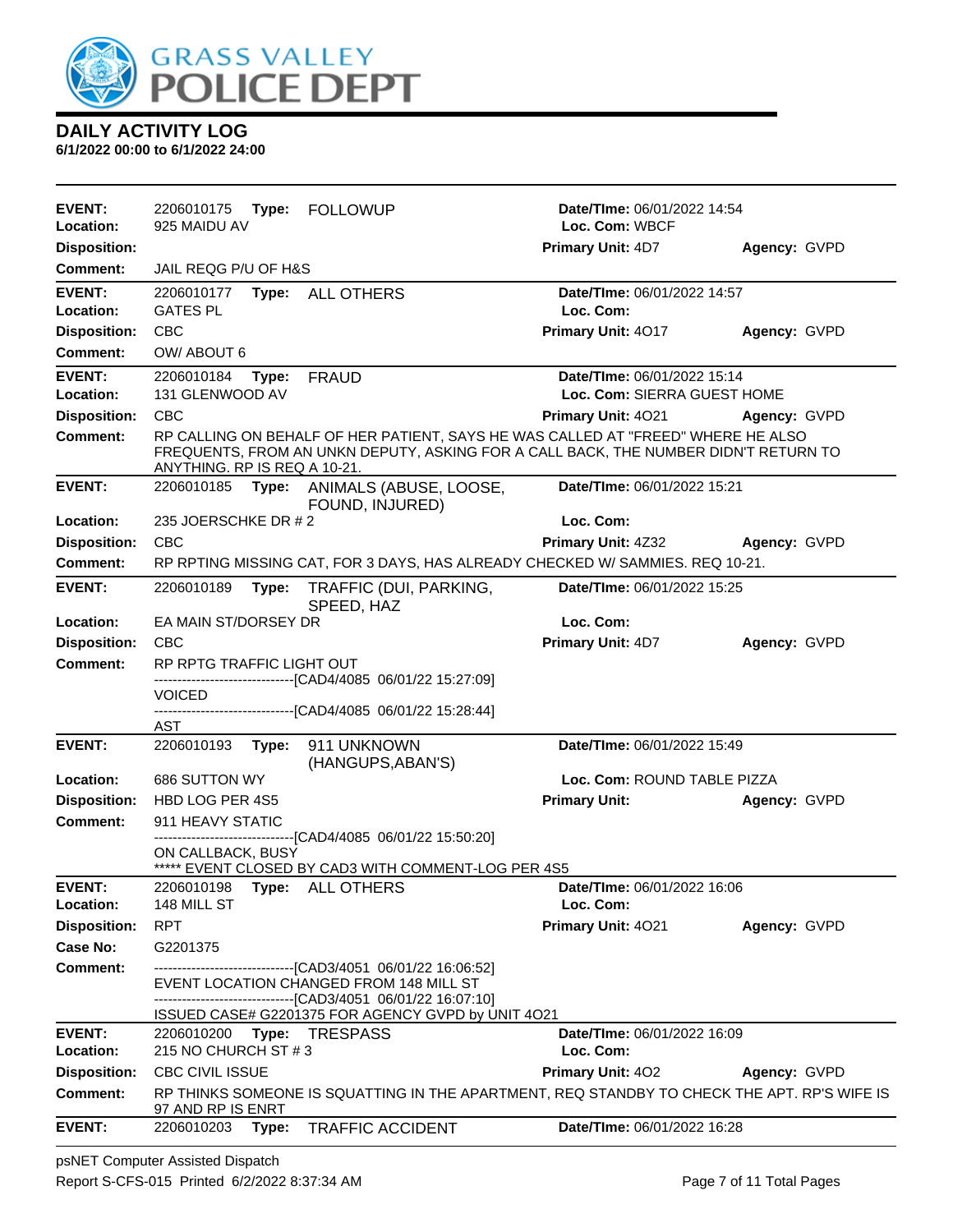# DAILY ACTIVITY LOG

**6/1/2022 00:00 to 6/1/2022 24:00**

| | | | |
|---|---|---|---|
| **EVENT:** 2206010175 **Type:** FOLLOWUP | **Date/TIme:** 06/01/2022 14:54 | | |
| **Location:** 925 MAIDU AV | **Loc. Com:** WBCF | | |
| **Disposition:** | **Primary Unit:** 4D7 | **Agency:** GVPD | |
| **Comment:** JAIL REQG P/U OF H&S | | | |

| | | | |
|---|---|---|---|
| **EVENT:** 2206010177 **Type:** ALL OTHERS | **Date/TIme:** 06/01/2022 14:57 | | |
| **Location:** GATES PL | **Loc. Com:** | | |
| **Disposition:** CBC | **Primary Unit:** 4O17 | **Agency:** GVPD | |
| **Comment:** OW/ ABOUT 6 | | | |

| | | | |
|---|---|---|---|
| **EVENT:** 2206010184 **Type:** FRAUD | **Date/TIme:** 06/01/2022 15:14 | | |
| **Location:** 131 GLENWOOD AV | **Loc. Com:** SIERRA GUEST HOME | | |
| **Disposition:** CBC | **Primary Unit:** 4O21 | **Agency:** GVPD | |
| **Comment:** RP CALLING ON BEHALF OF HER PATIENT, SAYS HE WAS CALLED AT "FREED" WHERE HE ALSO FREQUENTS, FROM AN UNKN DEPUTY, ASKING FOR A CALL BACK, THE NUMBER DIDN'T RETURN TO ANYTHING. RP IS REQ A 10-21. | | | |

| | | | |
|---|---|---|---|
| **EVENT:** 2206010185 **Type:** ANIMALS (ABUSE, LOOSE, FOUND, INJURED) | **Date/TIme:** 06/01/2022 15:21 | | |
| **Location:** 235 JOERSCHKE DR # 2 | **Loc. Com:** | | |
| **Disposition:** CBC | **Primary Unit:** 4Z32 | **Agency:** GVPD | |
| **Comment:** RP RPTING MISSING CAT, FOR 3 DAYS, HAS ALREADY CHECKED W/ SAMMIES. REQ 10-21. | | | |

| | | | |
|---|---|---|---|
| **EVENT:** 2206010189 **Type:** TRAFFIC (DUI, PARKING, SPEED, HAZ | **Date/TIme:** 06/01/2022 15:25 | | |
| **Location:** EA MAIN ST/DORSEY DR | **Loc. Com:** | | |
| **Disposition:** CBC | **Primary Unit:** 4D7 | **Agency:** GVPD | |
| **Comment:** RP RPTG TRAFFIC LIGHT OUT<br>------------------------------[CAD4/4085 06/01/22 15:27:09]<br>VOICED<br>------------------------------[CAD4/4085 06/01/22 15:28:44]<br>AST | | | |

| | | | |
|---|---|---|---|
| **EVENT:** 2206010193 **Type:** 911 UNKNOWN (HANGUPS,ABAN'S) | **Date/TIme:** 06/01/2022 15:49 | | |
| **Location:** 686 SUTTON WY | **Loc. Com:** ROUND TABLE PIZZA | | |
| **Disposition:** HBD LOG PER 4S5 | **Primary Unit:** | **Agency:** GVPD | |
| **Comment:** 911 HEAVY STATIC<br>------------------------------[CAD4/4085 06/01/22 15:50:20]<br>ON CALLBACK, BUSY<br>***** EVENT CLOSED BY CAD3 WITH COMMENT-LOG PER 4S5 | | | |

| | | | |
|---|---|---|---|
| **EVENT:** 2206010198 **Type:** ALL OTHERS | **Date/TIme:** 06/01/2022 16:06 | | |
| **Location:** 148 MILL ST | **Loc. Com:** | | |
| **Disposition:** RPT | **Primary Unit:** 4O21 | **Agency:** GVPD | |
| **Case No:** G2201375 | | | |
| **Comment:** ------------------------------[CAD3/4051 06/01/22 16:06:52]<br>EVENT LOCATION CHANGED FROM 148 MILL ST<br>------------------------------[CAD3/4051 06/01/22 16:07:10]<br>ISSUED CASE# G2201375 FOR AGENCY GVPD by UNIT 4O21 | | | |

| | | | |
|---|---|---|---|
| **EVENT:** 2206010200 **Type:** TRESPASS | **Date/TIme:** 06/01/2022 16:09 | | |
| **Location:** 215 NO CHURCH ST # 3 | **Loc. Com:** | | |
| **Disposition:** CBC CIVIL ISSUE | **Primary Unit:** 4O2 | **Agency:** GVPD | |
| **Comment:** RP THINKS SOMEONE IS SQUATTING IN THE APARTMENT, REQ STANDBY TO CHECK THE APT. RP'S WIFE IS 97 AND RP IS ENRT | | | |

| | | | |
|---|---|---|---|
| **EVENT:** 2206010203 **Type:** TRAFFIC ACCIDENT | **Date/TIme:** 06/01/2022 16:28 | | |

psNET Computer Assisted Dispatch

Report S-CFS-015 Printed 6/2/2022 8:37:34 AM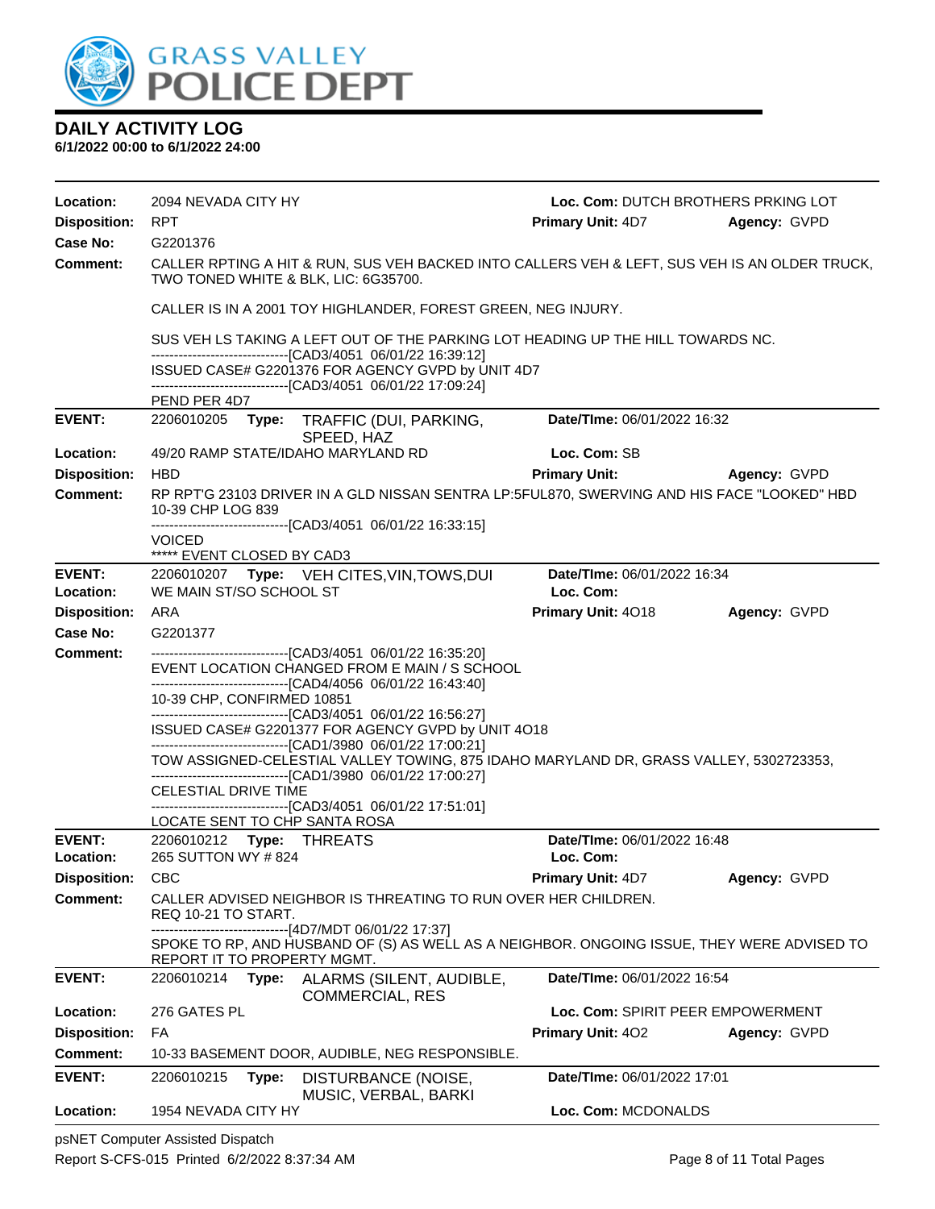# DAILY ACTIVITY LOG

**6/1/2022 00:00 to 6/1/2022 24:00**

| | | | |
|---|---|---|---|
| **Location:** | 2094 NEVADA CITY HY | **Loc. Com:** DUTCH BROTHERS PRKING LOT | |
| **Disposition:** | RPT | **Primary Unit:** 4D7 | **Agency:** GVPD |
| **Case No:** | G2201376 | | |

**Comment:** CALLER RPTING A HIT & RUN, SUS VEH BACKED INTO CALLERS VEH & LEFT, SUS VEH IS AN OLDER TRUCK, TWO TONED WHITE & BLK, LIC: 6G35700.

CALLER IS IN A 2001 TOY HIGHLANDER, FOREST GREEN, NEG INJURY.

SUS VEH LS TAKING A LEFT OUT OF THE PARKING LOT HEADING UP THE HILL TOWARDS NC.
------------------------------[CAD3/4051 06/01/22 16:39:12]
ISSUED CASE# G2201376 FOR AGENCY GVPD by UNIT 4D7
------------------------------[CAD3/4051 06/01/22 17:09:24]
PEND PER 4D7

---

| | | | |
|---|---|---|---|
| **EVENT:** | 2206010205 **Type:** TRAFFIC (DUI, PARKING, SPEED, HAZ | **Date/TIme:** 06/01/2022 16:32 | |
| **Location:** | 49/20 RAMP STATE/IDAHO MARYLAND RD | **Loc. Com:** SB | |
| **Disposition:** | HBD | **Primary Unit:** | **Agency:** GVPD |

**Comment:** RP RPT'G 23103 DRIVER IN A GLD NISSAN SENTRA LP:5FUL870, SWERVING AND HIS FACE "LOOKED" HBD
10-39 CHP LOG 839
------------------------------[CAD3/4051 06/01/22 16:33:15]
VOICED
***** EVENT CLOSED BY CAD3

---

| | | | |
|---|---|---|---|
| **EVENT:** | 2206010207 **Type:** VEH CITES,VIN,TOWS,DUI | **Date/TIme:** 06/01/2022 16:34 | |
| **Location:** | WE MAIN ST/SO SCHOOL ST | **Loc. Com:** | |
| **Disposition:** | ARA | **Primary Unit:** 4O18 | **Agency:** GVPD |
| **Case No:** | G2201377 | | |

**Comment:** ------------------------------[CAD3/4051 06/01/22 16:35:20]
EVENT LOCATION CHANGED FROM E MAIN / S SCHOOL
------------------------------[CAD4/4056 06/01/22 16:43:40]
10-39 CHP, CONFIRMED 10851
------------------------------[CAD3/4051 06/01/22 16:56:27]
ISSUED CASE# G2201377 FOR AGENCY GVPD by UNIT 4O18
------------------------------[CAD1/3980 06/01/22 17:00:21]
TOW ASSIGNED-CELESTIAL VALLEY TOWING, 875 IDAHO MARYLAND DR, GRASS VALLEY, 5302723353,
------------------------------[CAD1/3980 06/01/22 17:00:27]
CELESTIAL DRIVE TIME
------------------------------[CAD3/4051 06/01/22 17:51:01]
LOCATE SENT TO CHP SANTA ROSA

---

| | | | |
|---|---|---|---|
| **EVENT:** | 2206010212 **Type:** THREATS | **Date/TIme:** 06/01/2022 16:48 | |
| **Location:** | 265 SUTTON WY # 824 | **Loc. Com:** | |
| **Disposition:** | CBC | **Primary Unit:** 4D7 | **Agency:** GVPD |

**Comment:** CALLER ADVISED NEIGHBOR IS THREATING TO RUN OVER HER CHILDREN.
REQ 10-21 TO START.
------------------------------[4D7/MDT 06/01/22 17:37]
SPOKE TO RP, AND HUSBAND OF (S) AS WELL AS A NEIGHBOR. ONGOING ISSUE, THEY WERE ADVISED TO REPORT IT TO PROPERTY MGMT.

---

| | | | |
|---|---|---|---|
| **EVENT:** | 2206010214 **Type:** ALARMS (SILENT, AUDIBLE, COMMERCIAL, RES | **Date/TIme:** 06/01/2022 16:54 | |
| **Location:** | 276 GATES PL | **Loc. Com:** SPIRIT PEER EMPOWERMENT | |
| **Disposition:** | FA | **Primary Unit:** 4O2 | **Agency:** GVPD |

**Comment:** 10-33 BASEMENT DOOR, AUDIBLE, NEG RESPONSIBLE.

---

| | | | |
|---|---|---|---|
| **EVENT:** | 2206010215 **Type:** DISTURBANCE (NOISE, MUSIC, VERBAL, BARKI | **Date/TIme:** 06/01/2022 17:01 | |
| **Location:** | 1954 NEVADA CITY HY | **Loc. Com:** MCDONALDS | |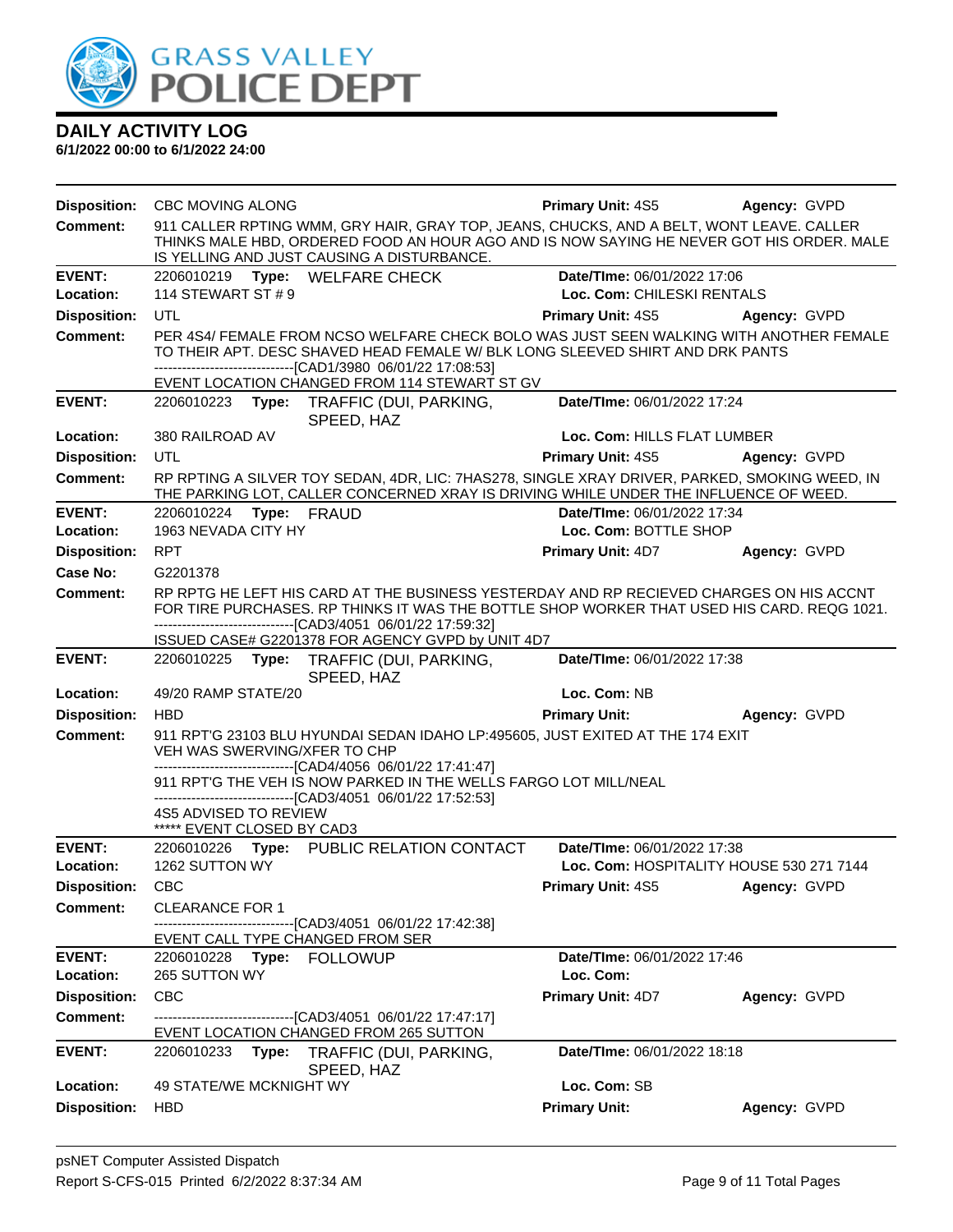# DAILY ACTIVITY LOG

**6/1/2022 00:00 to 6/1/2022 24:00**

| | | | |
|---|---|---|---|
| **Disposition:** | CBC MOVING ALONG | **Primary Unit:** 4S5 | **Agency:** GVPD |
| **Comment:** | 911 CALLER RPTING WMM, GRY HAIR, GRAY TOP, JEANS, CHUCKS, AND A BELT, WONT LEAVE. CALLER THINKS MALE HBD, ORDERED FOOD AN HOUR AGO AND IS NOW SAYING HE NEVER GOT HIS ORDER. MALE IS YELLING AND JUST CAUSING A DISTURBANCE. | | |
| **EVENT:** | 2206010219 **Type:** WELFARE CHECK | **Date/TIme:** 06/01/2022 17:06 | |
| **Location:** | 114 STEWART ST # 9 | **Loc. Com:** CHILESKI RENTALS | |
| **Disposition:** | UTL | **Primary Unit:** 4S5 | **Agency:** GVPD |
| **Comment:** | PER 4S4/ FEMALE FROM NCSO WELFARE CHECK BOLO WAS JUST SEEN WALKING WITH ANOTHER FEMALE TO THEIR APT. DESC SHAVED HEAD FEMALE W/ BLK LONG SLEEVED SHIRT AND DRK PANTS<br>------------------------------[CAD1/3980 06/01/22 17:08:53]<br>EVENT LOCATION CHANGED FROM 114 STEWART ST GV | | |
| **EVENT:** | 2206010223 **Type:** TRAFFIC (DUI, PARKING, SPEED, HAZ | **Date/TIme:** 06/01/2022 17:24 | |
| **Location:** | 380 RAILROAD AV | **Loc. Com:** HILLS FLAT LUMBER | |
| **Disposition:** | UTL | **Primary Unit:** 4S5 | **Agency:** GVPD |
| **Comment:** | RP RPTING A SILVER TOY SEDAN, 4DR, LIC: 7HAS278, SINGLE XRAY DRIVER, PARKED, SMOKING WEED, IN THE PARKING LOT, CALLER CONCERNED XRAY IS DRIVING WHILE UNDER THE INFLUENCE OF WEED. | | |
| **EVENT:** | 2206010224 **Type:** FRAUD | **Date/TIme:** 06/01/2022 17:34 | |
| **Location:** | 1963 NEVADA CITY HY | **Loc. Com:** BOTTLE SHOP | |
| **Disposition:** | RPT | **Primary Unit:** 4D7 | **Agency:** GVPD |
| **Case No:** | G2201378 | | |
| **Comment:** | RP RPTG HE LEFT HIS CARD AT THE BUSINESS YESTERDAY AND RP RECIEVED CHARGES ON HIS ACCNT FOR TIRE PURCHASES. RP THINKS IT WAS THE BOTTLE SHOP WORKER THAT USED HIS CARD. REQG 1021.<br>------------------------------[CAD3/4051 06/01/22 17:59:32]<br>ISSUED CASE# G2201378 FOR AGENCY GVPD by UNIT 4D7 | | |
| **EVENT:** | 2206010225 **Type:** TRAFFIC (DUI, PARKING, SPEED, HAZ | **Date/TIme:** 06/01/2022 17:38 | |
| **Location:** | 49/20 RAMP STATE/20 | **Loc. Com:** NB | |
| **Disposition:** | HBD | **Primary Unit:** | **Agency:** GVPD |
| **Comment:** | 911 RPT'G 23103 BLU HYUNDAI SEDAN IDAHO LP:495605, JUST EXITED AT THE 174 EXIT VEH WAS SWERVING/XFER TO CHP<br>------------------------------[CAD4/4056 06/01/22 17:41:47]<br>911 RPT'G THE VEH IS NOW PARKED IN THE WELLS FARGO LOT MILL/NEAL<br>------------------------------[CAD3/4051 06/01/22 17:52:53]<br>4S5 ADVISED TO REVIEW<br>***** EVENT CLOSED BY CAD3 | | |
| **EVENT:** | 2206010226 **Type:** PUBLIC RELATION CONTACT | **Date/TIme:** 06/01/2022 17:38 | |
| **Location:** | 1262 SUTTON WY | **Loc. Com:** HOSPITALITY HOUSE 530 271 7144 | |
| **Disposition:** | CBC | **Primary Unit:** 4S5 | **Agency:** GVPD |
| **Comment:** | CLEARANCE FOR 1<br>------------------------------[CAD3/4051 06/01/22 17:42:38]<br>EVENT CALL TYPE CHANGED FROM SER | | |
| **EVENT:** | 2206010228 **Type:** FOLLOWUP | **Date/TIme:** 06/01/2022 17:46 | |
| **Location:** | 265 SUTTON WY | **Loc. Com:** | |
| **Disposition:** | CBC | **Primary Unit:** 4D7 | **Agency:** GVPD |
| **Comment:** | ------------------------------[CAD3/4051 06/01/22 17:47:17]<br>EVENT LOCATION CHANGED FROM 265 SUTTON | | |
| **EVENT:** | 2206010233 **Type:** TRAFFIC (DUI, PARKING, SPEED, HAZ | **Date/TIme:** 06/01/2022 18:18 | |
| **Location:** | 49 STATE/WE MCKNIGHT WY | **Loc. Com:** SB | |
| **Disposition:** | HBD | **Primary Unit:** | **Agency:** GVPD |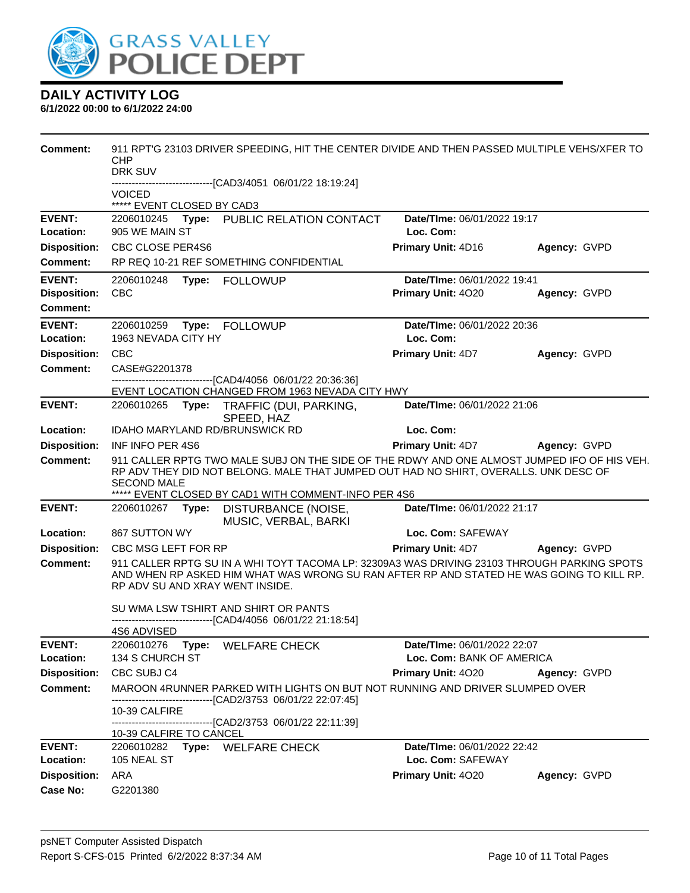# DAILY ACTIVITY LOG

**6/1/2022 00:00 to 6/1/2022 24:00**

**Comment:** 911 RPT'G 23103 DRIVER SPEEDING, HIT THE CENTER DIVIDE AND THEN PASSED MULTIPLE VEHS/XFER TO CHP
DRK SUV
------------------------------[CAD3/4051 06/01/22 18:19:24]
VOICED
***** EVENT CLOSED BY CAD3

---

**EVENT:** 2206010245 **Type:** PUBLIC RELATION CONTACT **Date/TIme:** 06/01/2022 19:17
**Location:** 905 WE MAIN ST **Loc. Com:**
**Disposition:** CBC CLOSE PER4S6 **Primary Unit:** 4D16 **Agency:** GVPD
**Comment:** RP REQ 10-21 REF SOMETHING CONFIDENTIAL

---

**EVENT:** 2206010248 **Type:** FOLLOWUP **Date/TIme:** 06/01/2022 19:41
**Disposition:** CBC **Primary Unit:** 4O20 **Agency:** GVPD
**Comment:**

---

**EVENT:** 2206010259 **Type:** FOLLOWUP **Date/TIme:** 06/01/2022 20:36
**Location:** 1963 NEVADA CITY HY **Loc. Com:**
**Disposition:** CBC **Primary Unit:** 4D7 **Agency:** GVPD
**Comment:** CASE#G2201378
------------------------------[CAD4/4056 06/01/22 20:36:36]
EVENT LOCATION CHANGED FROM 1963 NEVADA CITY HWY

---

**EVENT:** 2206010265 **Type:** TRAFFIC (DUI, PARKING, SPEED, HAZ **Date/TIme:** 06/01/2022 21:06
**Location:** IDAHO MARYLAND RD/BRUNSWICK RD **Loc. Com:**
**Disposition:** INF INFO PER 4S6 **Primary Unit:** 4D7 **Agency:** GVPD
**Comment:** 911 CALLER RPTG TWO MALE SUBJ ON THE SIDE OF THE RDWY AND ONE ALMOST JUMPED IFO OF HIS VEH. RP ADV THEY DID NOT BELONG. MALE THAT JUMPED OUT HAD NO SHIRT, OVERALLS. UNK DESC OF SECOND MALE
***** EVENT CLOSED BY CAD1 WITH COMMENT-INFO PER 4S6

---

**EVENT:** 2206010267 **Type:** DISTURBANCE (NOISE, MUSIC, VERBAL, BARKI **Date/TIme:** 06/01/2022 21:17
**Location:** 867 SUTTON WY **Loc. Com:** SAFEWAY
**Disposition:** CBC MSG LEFT FOR RP **Primary Unit:** 4D7 **Agency:** GVPD
**Comment:** 911 CALLER RPTG SU IN A WHI TOYT TACOMA LP: 32309A3 WAS DRIVING 23103 THROUGH PARKING SPOTS AND WHEN RP ASKED HIM WHAT WAS WRONG SU RAN AFTER RP AND STATED HE WAS GOING TO KILL RP. RP ADV SU AND XRAY WENT INSIDE.

SU WMA LSW TSHIRT AND SHIRT OR PANTS
------------------------------[CAD4/4056 06/01/22 21:18:54]
4S6 ADVISED

---

**EVENT:** 2206010276 **Type:** WELFARE CHECK **Date/TIme:** 06/01/2022 22:07
**Location:** 134 S CHURCH ST **Loc. Com:** BANK OF AMERICA
**Disposition:** CBC SUBJ C4 **Primary Unit:** 4O20 **Agency:** GVPD
**Comment:** MAROON 4RUNNER PARKED WITH LIGHTS ON BUT NOT RUNNING AND DRIVER SLUMPED OVER
------------------------------[CAD2/3753 06/01/22 22:07:45]
10-39 CALFIRE
------------------------------[CAD2/3753 06/01/22 22:11:39]
10-39 CALFIRE TO CANCEL

---

**EVENT:** 2206010282 **Type:** WELFARE CHECK **Date/TIme:** 06/01/2022 22:42
**Location:** 105 NEAL ST **Loc. Com:** SAFEWAY
**Disposition:** ARA **Primary Unit:** 4O20 **Agency:** GVPD
**Case No:** G2201380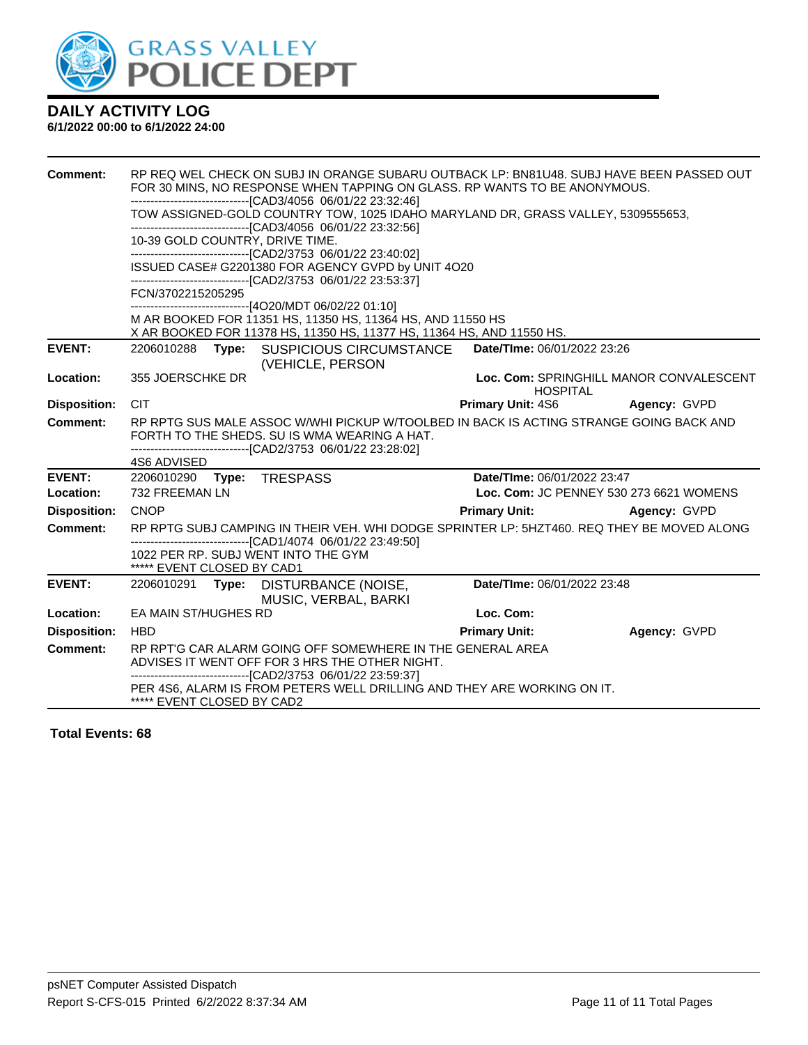## DAILY ACTIVITY LOG
**6/1/2022 00:00 to 6/1/2022 24:00**

**Comment:** RP REQ WEL CHECK ON SUBJ IN ORANGE SUBARU OUTBACK LP: BN81U48. SUBJ HAVE BEEN PASSED OUT FOR 30 MINS, NO RESPONSE WHEN TAPPING ON GLASS. RP WANTS TO BE ANONYMOUS.
------------------------------[CAD3/4056 06/01/22 23:32:46]
TOW ASSIGNED-GOLD COUNTRY TOW, 1025 IDAHO MARYLAND DR, GRASS VALLEY, 5309555653,
------------------------------[CAD3/4056 06/01/22 23:32:56]
10-39 GOLD COUNTRY, DRIVE TIME.
------------------------------[CAD2/3753 06/01/22 23:40:02]
ISSUED CASE# G2201380 FOR AGENCY GVPD by UNIT 4O20
------------------------------[CAD2/3753 06/01/22 23:53:37]
FCN/3702215205295
------------------------------[4O20/MDT 06/02/22 01:10]
M AR BOOKED FOR 11351 HS, 11350 HS, 11364 HS, AND 11550 HS
X AR BOOKED FOR 11378 HS, 11350 HS, 11377 HS, 11364 HS, AND 11550 HS.

---

**EVENT:** 2206010288 **Type:** SUSPICIOUS CIRCUMSTANCE (VEHICLE, PERSON **Date/TIme:** 06/01/2022 23:26
**Location:** 355 JOERSCHKE DR **Loc. Com:** SPRINGHILL MANOR CONVALESCENT HOSPITAL
**Disposition:** CIT **Primary Unit:** 4S6 **Agency:** GVPD
**Comment:** RP RPTG SUS MALE ASSOC W/WHI PICKUP W/TOOLBED IN BACK IS ACTING STRANGE GOING BACK AND FORTH TO THE SHEDS. SU IS WMA WEARING A HAT.
------------------------------[CAD2/3753 06/01/22 23:28:02]
4S6 ADVISED

---

**EVENT:** 2206010290 **Type:** TRESPASS **Date/TIme:** 06/01/2022 23:47
**Location:** 732 FREEMAN LN **Loc. Com:** JC PENNEY 530 273 6621 WOMENS
**Disposition:** CNOP **Primary Unit:** **Agency:** GVPD
**Comment:** RP RPTG SUBJ CAMPING IN THEIR VEH. WHI DODGE SPRINTER LP: 5HZT460. REQ THEY BE MOVED ALONG
------------------------------[CAD1/4074 06/01/22 23:49:50]
1022 PER RP. SUBJ WENT INTO THE GYM
***** EVENT CLOSED BY CAD1

---

**EVENT:** 2206010291 **Type:** DISTURBANCE (NOISE, MUSIC, VERBAL, BARKI **Date/TIme:** 06/01/2022 23:48
**Location:** EA MAIN ST/HUGHES RD **Loc. Com:**
**Disposition:** HBD **Primary Unit:** **Agency:** GVPD
**Comment:** RP RPT'G CAR ALARM GOING OFF SOMEWHERE IN THE GENERAL AREA ADVISES IT WENT OFF FOR 3 HRS THE OTHER NIGHT.
------------------------------[CAD2/3753 06/01/22 23:59:37]
PER 4S6, ALARM IS FROM PETERS WELL DRILLING AND THEY ARE WORKING ON IT.
***** EVENT CLOSED BY CAD2

---

**Total Events: 68**